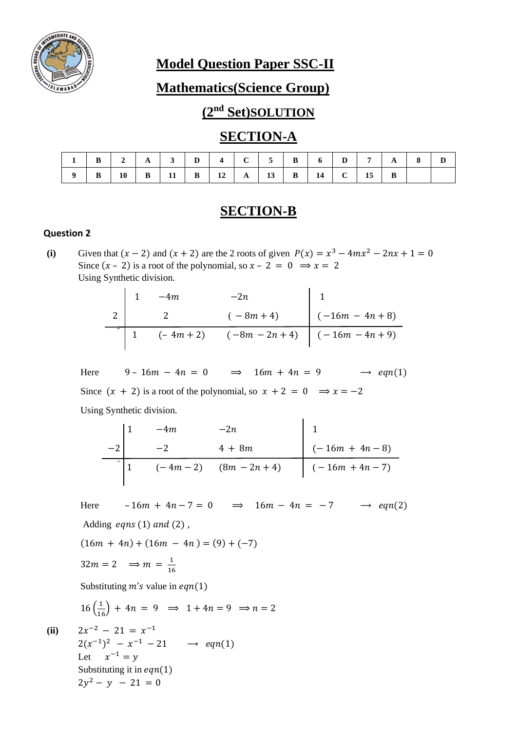# Model Question Paper SSC-II

## Mathematics(Science Group)

### (2nd Set)SOLUTION

## SECTION-A

| 1 | B | 2 | A | 3 | D | 4 | C | 5 | B | 6 | D | 7 | A | 8 | D |
|---|---|---|---|---|---|---|---|---|---|---|---|---|---|---|---|
| 9 | B | 10 | B | 11 | B | 12 | A | 13 | B | 14 | C | 15 | B | | |

## SECTION-B

**Question 2**

**(i)** Given that $(x-2)$ and $(x+2)$ are the 2 roots of given $P(x) = x^3 - 4mx^2 - 2nx + 1 = 0$
Since $(x - 2)$ is a root of the polynomial, so $x - 2 = 0 \implies x = 2$
Using Synthetic division.

$$
\begin{array}{c|ccc|c}
 & 1 & -4m & -2n & 1 \\
2 & & 2 & (-8m+4) & (-16m - 4n + 8) \\
\hline
 & 1 & (-4m+2) & (-8m - 2n + 4) & (-16m - 4n + 9)
\end{array}
$$

Here $\quad 9 - 16m - 4n = 0 \quad \implies \quad 16m + 4n = 9 \quad \longrightarrow \; eqn(1)$

Since $(x + 2)$ is a root of the polynomial, so $x + 2 = 0 \implies x = -2$

Using Synthetic division.

$$
\begin{array}{c|ccc|c}
 & 1 & -4m & -2n & 1 \\
-2 & & -2 & 4 + 8m & (-16m + 4n - 8) \\
\hline
 & 1 & (-4m - 2) & (8m - 2n + 4) & (-16m + 4n - 7)
\end{array}
$$

Here $\quad -16m + 4n - 7 = 0 \quad \implies \quad 16m - 4n = -7 \quad \longrightarrow \; eqn(2)$

Adding $eqns\ (1)\ and\ (2)$ ,

$(16m + 4n) + (16m - 4n) = (9) + (-7)$

$32m = 2 \quad \implies m = \frac{1}{16}$

Substituting $m's$ value in $eqn(1)$

$16\left(\frac{1}{16}\right) + 4n = 9 \quad \implies \quad 1 + 4n = 9 \quad \implies n = 2$

**(ii)** $2x^{-2} - 21 = x^{-1}$
$2(x^{-1})^2 - x^{-1} - 21 \quad \longrightarrow \; eqn(1)$
Let $\quad x^{-1} = y$
Substituting it in $eqn(1)$
$2y^2 - y - 21 = 0$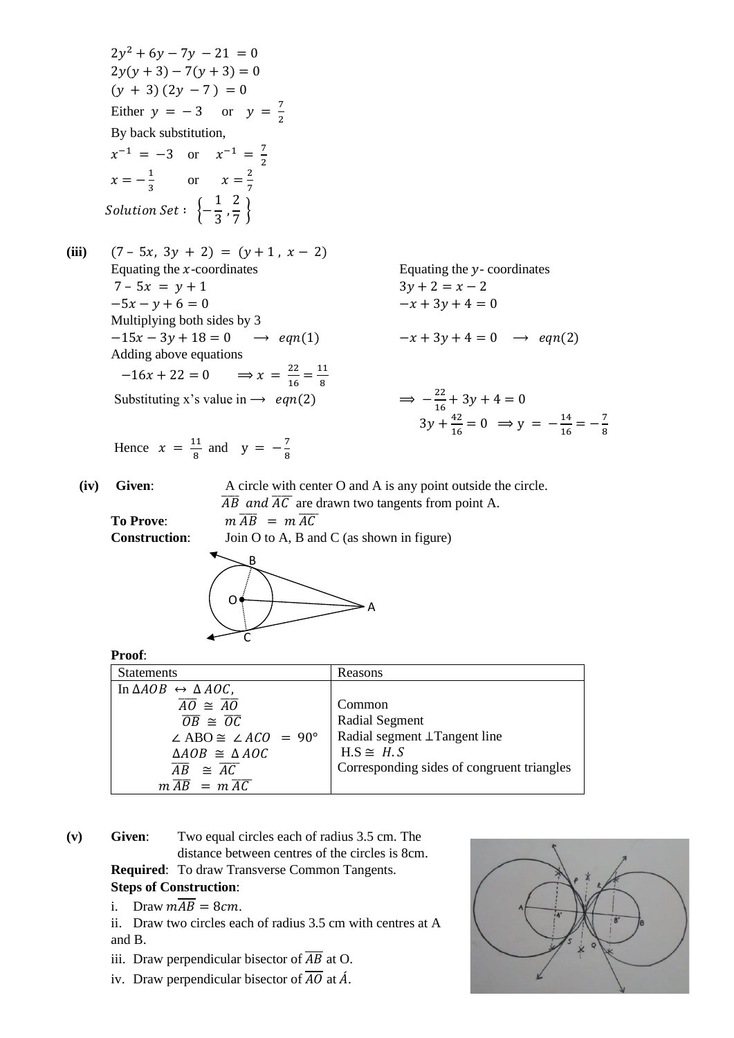$2y^2 + 6y - 7y - 21 = 0$
$2y(y + 3) - 7(y + 3) = 0$
$(y + 3)(2y - 7) = 0$
Either $y = -3$ or $y = \frac{7}{2}$
By back substitution,
$x^{-1} = -3$ or $x^{-1} = \frac{7}{2}$
$x = -\frac{1}{3}$ or $x = \frac{2}{7}$
*Solution Set* : $\left\{-\frac{1}{3}, \frac{2}{7}\right\}$

**(iii)** $(7 - 5x,\ 3y + 2) = (y + 1,\ x - 2)$

Equating the $x$-coordinates
$7 - 5x = y + 1$
$-5x - y + 6 = 0$
Multiplying both sides by 3
$-15x - 3y + 18 = 0 \quad \longrightarrow \quad eqn(1)$

Equating the $y$- coordinates
$3y + 2 = x - 2$
$-x + 3y + 4 = 0$
$-x + 3y + 4 = 0 \quad \longrightarrow \quad eqn(2)$

Adding above equations
$-16x + 22 = 0 \qquad \Rightarrow x = \frac{22}{16} = \frac{11}{8}$

Substituting x's value in $\longrightarrow \ eqn(2)$
$\Rightarrow -\frac{22}{16} + 3y + 4 = 0$
$3y + \frac{42}{16} = 0 \ \Rightarrow y = -\frac{14}{16} = -\frac{7}{8}$

Hence $x = \frac{11}{8}$ and $y = -\frac{7}{8}$

**(iv)** **Given**: A circle with center O and A is any point outside the circle. $\overline{AB}$ *and* $\overline{AC}$ are drawn two tangents from point A.
**To Prove**: $m\,\overline{AB} = m\,\overline{AC}$
**Construction**: Join O to A, B and C (as shown in figure)

**Proof**:

| Statements | Reasons |
|---|---|
| In $\Delta AOB \leftrightarrow \Delta AOC$, | |
| $\overline{AO} \cong \overline{AO}$ | Common |
| $\overline{OB} \cong \overline{OC}$ | Radial Segment |
| $\angle ABO \cong \angle ACO = 90°$ | Radial segment $\perp$Tangent line |
| $\Delta AOB \cong \Delta AOC$ | H.S $\cong$ $H.S$ |
| $\overline{AB} \cong \overline{AC}$ | Corresponding sides of congruent triangles |
| $m\,\overline{AB} = m\,\overline{AC}$ | |

**(v)** **Given**: Two equal circles each of radius 3.5 cm. The distance between centres of the circles is 8cm.
**Required**: To draw Transverse Common Tangents.
**Steps of Construction**:

i. Draw $m\overline{AB} = 8cm$.
ii. Draw two circles each of radius 3.5 cm with centres at A and B.
iii. Draw perpendicular bisector of $\overline{AB}$ at O.
iv. Draw perpendicular bisector of $\overline{AO}$ at $\acute{A}$.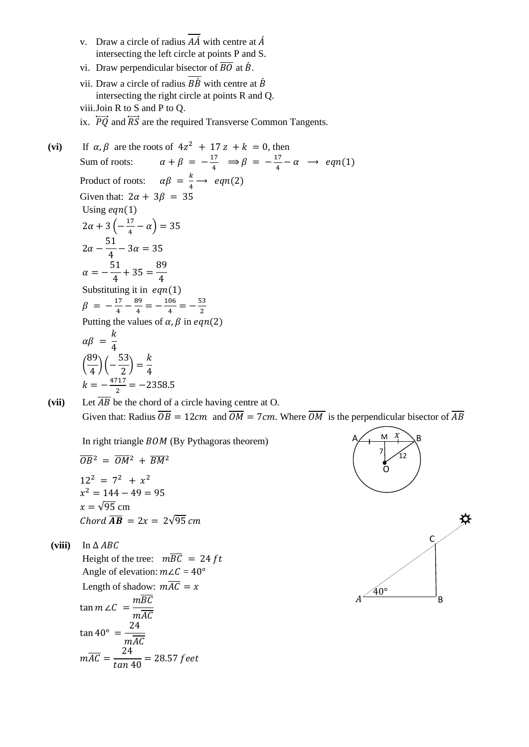v. Draw a circle of radius $\overline{A\acute{A}}$ with centre at $\acute{A}$ intersecting the left circle at points P and S.

vi. Draw perpendicular bisector of $\overline{BO}$ at $\acute{B}$.

vii. Draw a circle of radius $\overline{B\acute{B}}$ with centre at $\acute{B}$ intersecting the right circle at points R and Q.

viii. Join R to S and P to Q.

ix. $\overleftrightarrow{PQ}$ and $\overleftrightarrow{RS}$ are the required Transverse Common Tangents.

**(vi)** If $\alpha, \beta$ are the roots of $4z^2 + 17z + k = 0$, then

Sum of roots: $\alpha + \beta = -\frac{17}{4} \implies \beta = -\frac{17}{4} - \alpha \longrightarrow eqn(1)$

Product of roots: $\alpha\beta = \frac{k}{4} \longrightarrow eqn(2)$

Given that: $2\alpha + 3\beta = 35$

Using $eqn(1)$

$$2\alpha + 3\left(-\frac{17}{4} - \alpha\right) = 35$$

$$2\alpha - \frac{51}{4} - 3\alpha = 35$$

$$\alpha = -\frac{51}{4} + 35 = \frac{89}{4}$$

Substituting it in $eqn(1)$

$$\beta = -\frac{17}{4} - \frac{89}{4} = -\frac{106}{4} = -\frac{53}{2}$$

Putting the values of $\alpha, \beta$ in $eqn(2)$

$$\alpha\beta = \frac{k}{4}$$

$$\left(\frac{89}{4}\right)\left(-\frac{53}{2}\right) = \frac{k}{4}$$

$$k = -\frac{4717}{2} = -2358.5$$

**(vii)** Let $\overline{AB}$ be the chord of a circle having centre at O.

Given that: Radius $\overline{OB} = 12cm$ and $\overline{OM} = 7cm$. Where $\overline{OM}$ is the perpendicular bisector of $\overline{AB}$

In right triangle $BOM$ (By Pythagoras theorem)

$$\overline{OB}^2 = \overline{OM}^2 + \overline{BM}^2$$

$$12^2 = 7^2 + x^2$$

$$x^2 = 144 - 49 = 95$$

$$x = \sqrt{95} \text{ cm}$$

$$Chord\ \overline{\boldsymbol{AB}} = 2x = 2\sqrt{95}\ cm$$

**(viii)** In $\Delta\, ABC$

Height of the tree: $m\overline{BC} = 24\,ft$

Angle of elevation: $m\angle C = 40°$

Length of shadow: $m\overline{AC} = x$

$$\tan m\angle C = \frac{m\overline{BC}}{m\overline{AC}}$$

$$\tan 40° = \frac{24}{m\overline{AC}}$$

$$m\overline{AC} = \frac{24}{\tan 40} = 28.57\ feet$$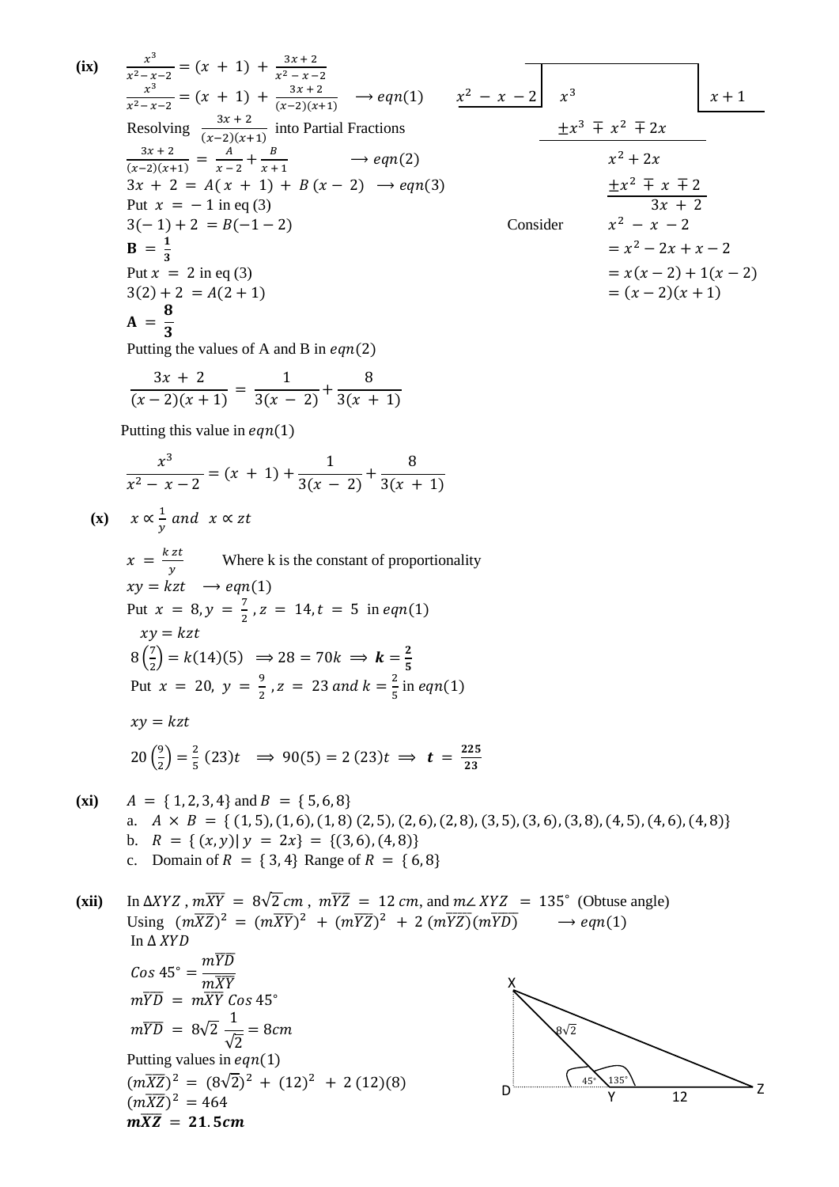**(ix)** $\dfrac{x^3}{x^2-x-2} = (x+1) + \dfrac{3x+2}{x^2-x-2}$

$\dfrac{x^3}{x^2-x-2} = (x+1) + \dfrac{3x+2}{(x-2)(x+1)} \quad \longrightarrow eqn(1)$

Long division of $x^3$ by $x^2 - x - 2$ (quotient $x+1$):

$$\begin{array}{l} x^3 \\ \pm x^3 \mp x^2 \mp 2x \\ \hline x^2 + 2x \\ \pm x^2 \mp x \mp 2 \\ \hline 3x + 2 \end{array}$$

Consider $x^2 - x - 2$
$= x^2 - 2x + x - 2$
$= x(x-2) + 1(x-2)$
$= (x-2)(x+1)$

Resolving $\dfrac{3x+2}{(x-2)(x+1)}$ into Partial Fractions

$\dfrac{3x+2}{(x-2)(x+1)} = \dfrac{A}{x-2} + \dfrac{B}{x+1} \quad \longrightarrow eqn(2)$

$3x + 2 = A(x+1) + B(x-2) \quad \longrightarrow eqn(3)$

Put $x = -1$ in eq (3)

$3(-1) + 2 = B(-1-2)$

$\mathbf{B = \frac{1}{3}}$

Put $x = 2$ in eq (3)

$3(2) + 2 = A(2+1)$

$\mathbf{A = \frac{8}{3}}$

Putting the values of A and B in $eqn(2)$

$$\frac{3x+2}{(x-2)(x+1)} = \frac{1}{3(x-2)} + \frac{8}{3(x+1)}$$

Putting this value in $eqn(1)$

$$\frac{x^3}{x^2-x-2} = (x+1) + \frac{1}{3(x-2)} + \frac{8}{3(x+1)}$$

**(x)** $x \propto \frac{1}{y}$ *and* $x \propto zt$

$x = \frac{kzt}{y}$ Where k is the constant of proportionality

$xy = kzt \quad \longrightarrow eqn(1)$

Put $x = 8, y = \frac{7}{2}, z = 14, t = 5$ in $eqn(1)$

$xy = kzt$

$8\left(\frac{7}{2}\right) = k(14)(5) \implies 28 = 70k \implies \boldsymbol{k = \frac{2}{5}}$

Put $x = 20,\ y = \frac{9}{2}, z = 23$ *and* $k = \frac{2}{5}$ in $eqn(1)$

$xy = kzt$

$20\left(\frac{9}{2}\right) = \frac{2}{5}(23)t \implies 90(5) = 2(23)t \implies \boldsymbol{t = \frac{225}{23}}$

**(xi)** $A = \{1,2,3,4\}$ and $B = \{5,6,8\}$

a. $A \times B = \{(1,5),(1,6),(1,8)\,(2,5),(2,6),(2,8),(3,5),(3,6),(3,8),(4,5),(4,6),(4,8)\}$

b. $R = \{(x,y) | y = 2x\} = \{(3,6),(4,8)\}$

c. Domain of $R = \{3,4\}$ Range of $R = \{6,8\}$

**(xii)** In $\Delta XYZ$, $m\overline{XY} = 8\sqrt{2}\ cm$, $m\overline{YZ} = 12\ cm$, and $m\angle XYZ = 135^\circ$ (Obtuse angle)

Using $(m\overline{XZ})^2 = (m\overline{XY})^2 + (m\overline{YZ})^2 + 2\,(m\overline{YZ})(m\overline{YD}) \quad \longrightarrow eqn(1)$

In $\Delta\ XYD$

$Cos\ 45^\circ = \dfrac{m\overline{YD}}{m\overline{XY}}$

$m\overline{YD} = m\overline{XY}\ Cos\ 45^\circ$

$m\overline{YD} = 8\sqrt{2}\ \dfrac{1}{\sqrt{2}} = 8cm$

Putting values in $eqn(1)$

$(m\overline{XZ})^2 = (8\sqrt{2})^2 + (12)^2 + 2\,(12)(8)$

$(m\overline{XZ})^2 = 464$

$\boldsymbol{m\overline{XZ} = 21.5cm}$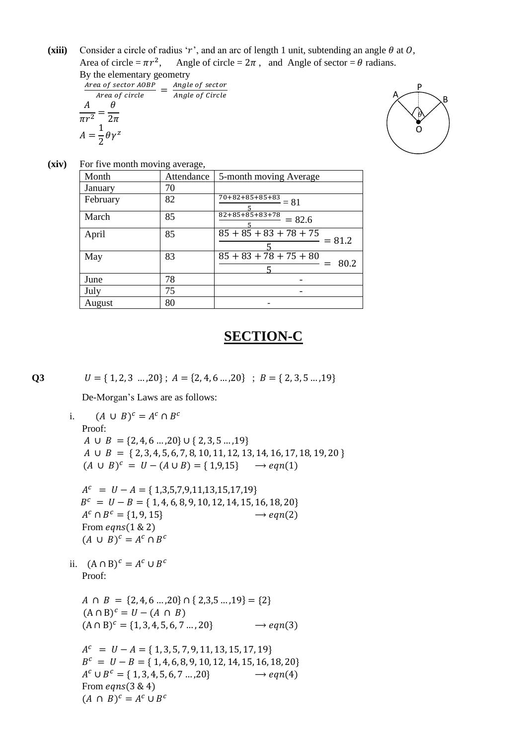**(xiii)** Consider a circle of radius '$r$', and an arc of length 1 unit, subtending an angle $\theta$ at $O$,
Area of circle = $\pi r^2$, Angle of circle = $2\pi$ , and Angle of sector = $\theta$ radians.
By the elementary geometry

$$\frac{Area\ of\ sector\ AOBP}{Area\ of\ circle} = \frac{Angle\ of\ sector}{Angle\ of\ Circle}$$

$$\frac{A}{\pi r^2} = \frac{\theta}{2\pi}$$

$$A = \frac{1}{2}\theta\gamma^z$$

**(xiv)** For five month moving average,

| Month | Attendance | 5-month moving Average |
|---|---|---|
| January | 70 | |
| February | 82 | $\frac{70+82+85+85+83}{5} = 81$ |
| March | 85 | $\frac{82+85+85+83+78}{5} = 82.6$ |
| April | 85 | $\frac{85+85+83+78+75}{5} = 81.2$ |
| May | 83 | $\frac{85+83+78+75+80}{5} = 80.2$ |
| June | 78 | - |
| July | 75 | - |
| August | 80 | - |

## SECTION-C

**Q3** $U = \{1, 2, 3 \ ..., 20\}$ ; $A = \{2, 4, 6 \ ..., 20\}$ ; $B = \{2, 3, 5 \ ..., 19\}$

De-Morgan's Laws are as follows:

i. $(A \cup B)^c = A^c \cap B^c$

Proof:

$A \cup B = \{2, 4, 6 \ ..., 20\} \cup \{2, 3, 5 \ ..., 19\}$
$A \cup B = \{2, 3, 4, 5, 6, 7, 8, 10, 11, 12, 13, 14, 16, 17, 18, 19, 20\}$
$(A \cup B)^c = U - (A \cup B) = \{1, 9, 15\} \quad \longrightarrow eqn(1)$

$A^c = U - A = \{1, 3, 5, 7, 9, 11, 13, 15, 17, 19\}$
$B^c = U - B = \{1, 4, 6, 8, 9, 10, 12, 14, 15, 16, 18, 20\}$
$A^c \cap B^c = \{1, 9, 15\} \quad \longrightarrow eqn(2)$
From $eqns(1 \ \& \ 2)$
$(A \cup B)^c = A^c \cap B^c$

ii. $(A \cap B)^c = A^c \cup B^c$

Proof:

$A \cap B = \{2, 4, 6 \ ..., 20\} \cap \{2, 3, 5 \ ..., 19\} = \{2\}$
$(A \cap B)^c = U - (A \cap B)$
$(A \cap B)^c = \{1, 3, 4, 5, 6, 7 \ ..., 20\} \quad \longrightarrow eqn(3)$

$A^c = U - A = \{1, 3, 5, 7, 9, 11, 13, 15, 17, 19\}$
$B^c = U - B = \{1, 4, 6, 8, 9, 10, 12, 14, 15, 16, 18, 20\}$
$A^c \cup B^c = \{1, 3, 4, 5, 6, 7 \ ..., 20\} \quad \longrightarrow eqn(4)$
From $eqns(3 \ \& \ 4)$
$(A \cap B)^c = A^c \cup B^c$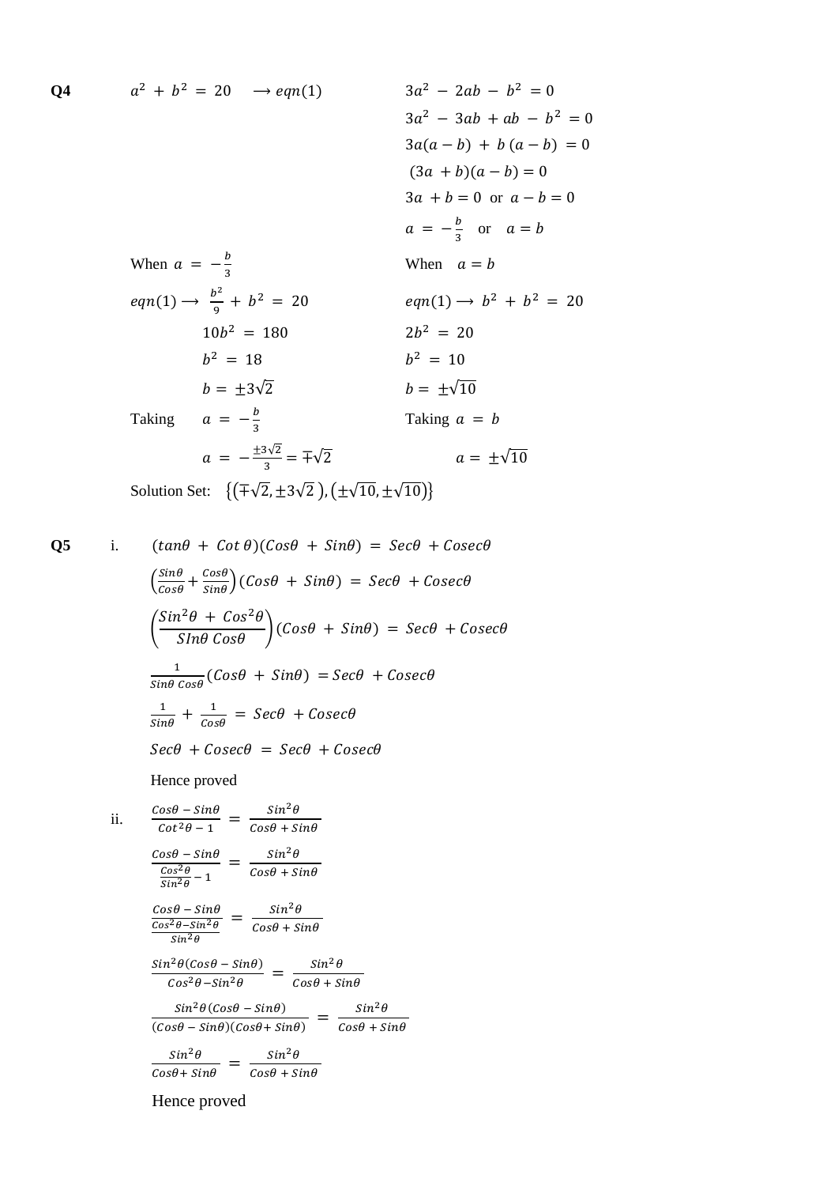**Q4**

$a^2 + b^2 = 20 \quad \longrightarrow eqn(1)$

$3a^2 - 2ab - b^2 = 0$

$3a^2 - 3ab + ab - b^2 = 0$

$3a(a-b) + b(a-b) = 0$

$(3a + b)(a-b) = 0$

$3a + b = 0$ or $a - b = 0$

$a = -\frac{b}{3}$ or $a = b$

When $a = -\frac{b}{3}$

$eqn(1) \longrightarrow \frac{b^2}{9} + b^2 = 20$

$10b^2 = 180$

$b^2 = 18$

$b = \pm 3\sqrt{2}$

Taking $a = -\frac{b}{3}$

$a = -\frac{\pm 3\sqrt{2}}{3} = \mp\sqrt{2}$

When $a = b$

$eqn(1) \longrightarrow b^2 + b^2 = 20$

$2b^2 = 20$

$b^2 = 10$

$b = \pm\sqrt{10}$

Taking $a = b$

$a = \pm\sqrt{10}$

Solution Set: $\{(\mp\sqrt{2}, \pm 3\sqrt{2}), (\pm\sqrt{10}, \pm\sqrt{10})\}$

**Q5**

i. $(tan\theta + Cot\,\theta)(Cos\theta + Sin\theta) = Sec\theta + Cosec\theta$

$\left(\frac{Sin\theta}{Cos\theta} + \frac{Cos\theta}{Sin\theta}\right)(Cos\theta + Sin\theta) = Sec\theta + Cosec\theta$

$\left(\frac{Sin^2\theta + Cos^2\theta}{SIn\theta\,Cos\theta}\right)(Cos\theta + Sin\theta) = Sec\theta + Cosec\theta$

$\frac{1}{Sin\theta\,Cos\theta}(Cos\theta + Sin\theta) = Sec\theta + Cosec\theta$

$\frac{1}{Sin\theta} + \frac{1}{Cos\theta} = Sec\theta + Cosec\theta$

$Sec\theta + Cosec\theta = Sec\theta + Cosec\theta$

Hence proved

ii. $\frac{Cos\theta - Sin\theta}{Cot^2\theta - 1} = \frac{Sin^2\theta}{Cos\theta + Sin\theta}$

$\frac{Cos\theta - Sin\theta}{\frac{Cos^2\theta}{Sin^2\theta} - 1} = \frac{Sin^2\theta}{Cos\theta + Sin\theta}$

$\frac{Cos\theta - Sin\theta}{\frac{Cos^2\theta - Sin^2\theta}{Sin^2\theta}} = \frac{Sin^2\theta}{Cos\theta + Sin\theta}$

$\frac{Sin^2\theta(Cos\theta - Sin\theta)}{Cos^2\theta - Sin^2\theta} = \frac{Sin^2\theta}{Cos\theta + Sin\theta}$

$\frac{Sin^2\theta(Cos\theta - Sin\theta)}{(Cos\theta - Sin\theta)(Cos\theta + Sin\theta)} = \frac{Sin^2\theta}{Cos\theta + Sin\theta}$

$\frac{Sin^2\theta}{Cos\theta + Sin\theta} = \frac{Sin^2\theta}{Cos\theta + Sin\theta}$

Hence proved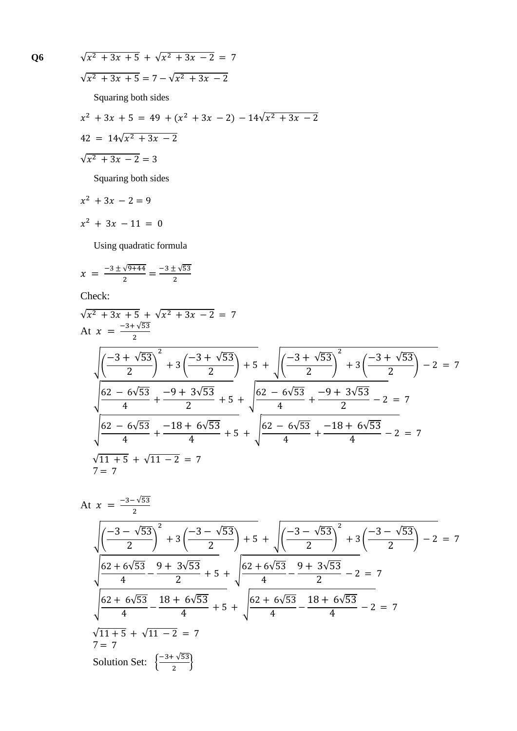**Q6**

$$\sqrt{x^2 + 3x + 5} + \sqrt{x^2 + 3x - 2} = 7$$

$$\sqrt{x^2 + 3x + 5} = 7 - \sqrt{x^2 + 3x - 2}$$

Squaring both sides

$$x^2 + 3x + 5 = 49 + (x^2 + 3x - 2) - 14\sqrt{x^2 + 3x - 2}$$

$$42 = 14\sqrt{x^2 + 3x - 2}$$

$$\sqrt{x^2 + 3x - 2} = 3$$

Squaring both sides

$$x^2 + 3x - 2 = 9$$

$$x^2 + 3x - 11 = 0$$

Using quadratic formula

$$x = \frac{-3 \pm \sqrt{9+44}}{2} = \frac{-3 \pm \sqrt{53}}{2}$$

Check:

$$\sqrt{x^2 + 3x + 5} + \sqrt{x^2 + 3x - 2} = 7$$

At $x = \frac{-3+\sqrt{53}}{2}$

$$\sqrt{\left(\frac{-3+\sqrt{53}}{2}\right)^2 + 3\left(\frac{-3+\sqrt{53}}{2}\right) + 5} + \sqrt{\left(\frac{-3+\sqrt{53}}{2}\right)^2 + 3\left(\frac{-3+\sqrt{53}}{2}\right) - 2} = 7$$

$$\sqrt{\frac{62 - 6\sqrt{53}}{4} + \frac{-9 + 3\sqrt{53}}{2} + 5} + \sqrt{\frac{62 - 6\sqrt{53}}{4} + \frac{-9 + 3\sqrt{53}}{2} - 2} = 7$$

$$\sqrt{\frac{62 - 6\sqrt{53}}{4} + \frac{-18 + 6\sqrt{53}}{4} + 5} + \sqrt{\frac{62 - 6\sqrt{53}}{4} + \frac{-18 + 6\sqrt{53}}{4} - 2} = 7$$

$$\sqrt{11 + 5} + \sqrt{11 - 2} = 7$$

$$7 = 7$$

At $x = \frac{-3-\sqrt{53}}{2}$

$$\sqrt{\left(\frac{-3-\sqrt{53}}{2}\right)^2 + 3\left(\frac{-3-\sqrt{53}}{2}\right) + 5} + \sqrt{\left(\frac{-3-\sqrt{53}}{2}\right)^2 + 3\left(\frac{-3-\sqrt{53}}{2}\right) - 2} = 7$$

$$\sqrt{\frac{62 + 6\sqrt{53}}{4} - \frac{9 + 3\sqrt{53}}{2} + 5} + \sqrt{\frac{62 + 6\sqrt{53}}{4} - \frac{9 + 3\sqrt{53}}{2} - 2} = 7$$

$$\sqrt{\frac{62 + 6\sqrt{53}}{4} - \frac{18 + 6\sqrt{53}}{4} + 5} + \sqrt{\frac{62 + 6\sqrt{53}}{4} - \frac{18 + 6\sqrt{53}}{4} - 2} = 7$$

$$\sqrt{11 + 5} + \sqrt{11 - 2} = 7$$

$$7 = 7$$

Solution Set: $\left\{\frac{-3+\sqrt{53}}{2}\right\}$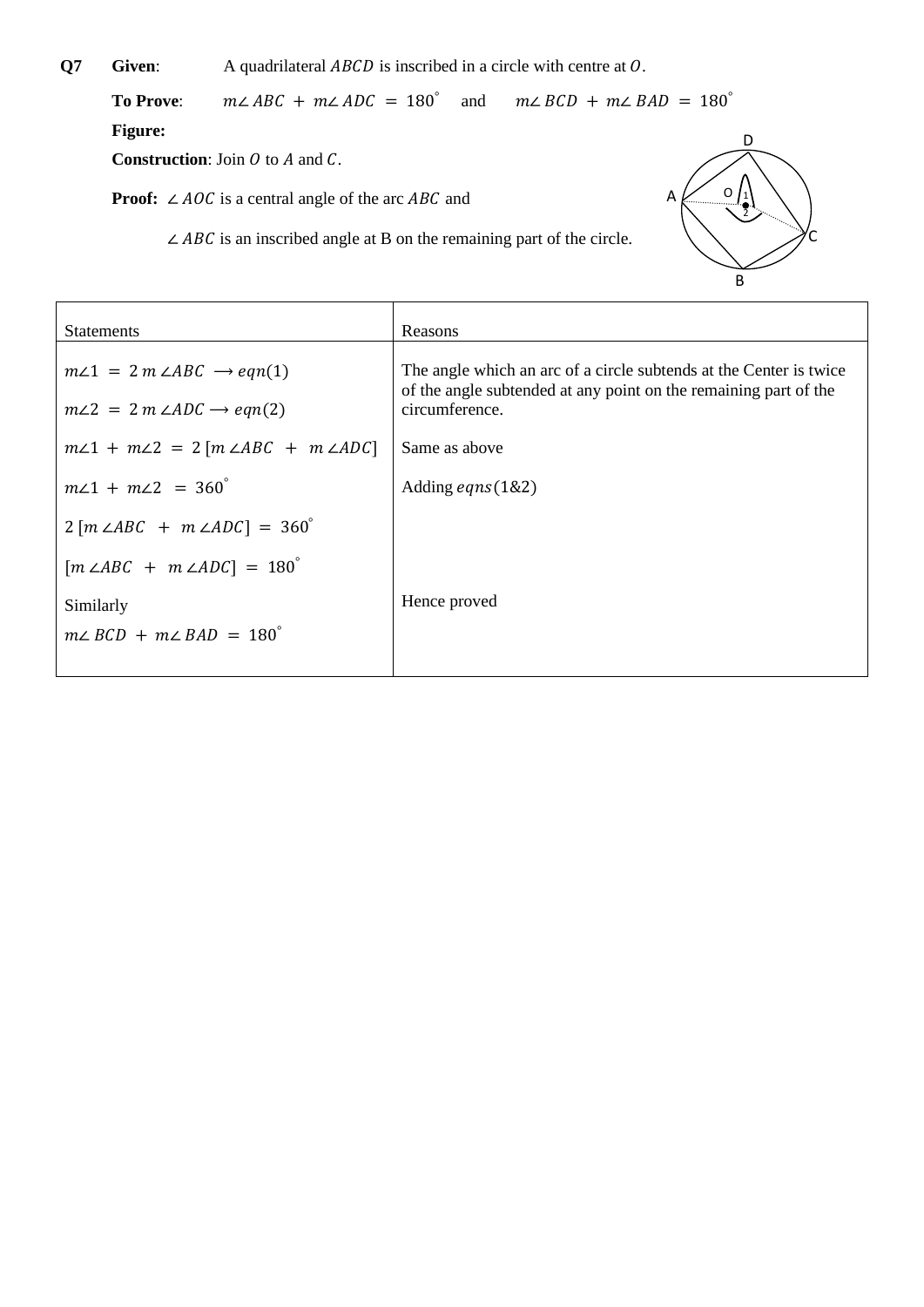**Q7** **Given**: A quadrilateral $ABCD$ is inscribed in a circle with centre at $O$.

**To Prove**: $m\angle ABC + m\angle ADC = 180^\circ$ and $m\angle BCD + m\angle BAD = 180^\circ$

**Figure:**

D

A O 1 2 C

B

**Construction**: Join $O$ to $A$ and $C$.

**Proof:** $\angle AOC$ is a central angle of the arc $ABC$ and

$\angle ABC$ is an inscribed angle at B on the remaining part of the circle.

| Statements | Reasons |
|---|---|
| $m\angle 1 = 2\, m\,\angle ABC \longrightarrow eqn(1)$<br>$m\angle 2 = 2\, m\,\angle ADC \longrightarrow eqn(2)$ | The angle which an arc of a circle subtends at the Center is twice of the angle subtended at any point on the remaining part of the circumference. |
| $m\angle 1 + m\angle 2 = 2\,[m\,\angle ABC + m\,\angle ADC]$ | Same as above |
| $m\angle 1 + m\angle 2 = 360^\circ$ | Adding $eqns(1\&2)$ |
| $2\,[m\,\angle ABC + m\,\angle ADC] = 360^\circ$ | |
| $[m\,\angle ABC + m\,\angle ADC] = 180^\circ$ | |
| Similarly<br>$m\angle BCD + m\angle BAD = 180^\circ$ | Hence proved |